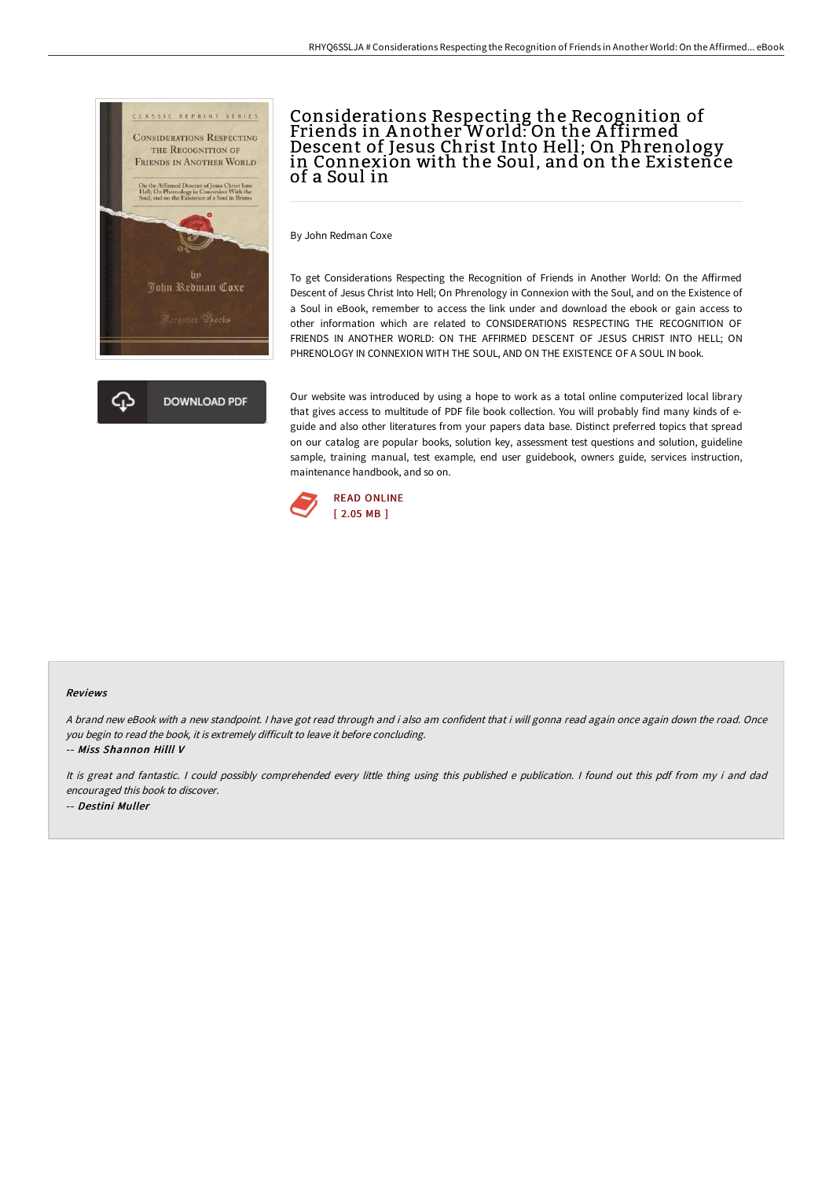# Considerations Respecting the Recognition of Friends in Another World: On the Affirmed Descent of Jesus Christ Into Hell; On Phrenology in Connexion with the Soul, and on the Existence of a Soul in

By John Redman Coxe

To get Considerations Respecting the Recognition of Friends in Another World: On the Affirmed Descent of Jesus Christ Into Hell; On Phrenology in Connexion with the Soul, and on the Existence of a Soul in eBook, remember to access the link under and download the ebook or gain access to other information which are related to CONSIDERATIONS RESPECTING THE RECOGNITION OF FRIENDS IN ANOTHER WORLD: ON THE AFFIRMED DESCENT OF JESUS CHRIST INTO HELL; ON PHRENOLOGY IN CONNEXION WITH THE SOUL, AND ON THE EXISTENCE OF A SOUL IN book.

DOWNLOAD PDF

Our website was introduced by using a hope to work as a total online computerized local library that gives access to multitude of PDF file book collection. You will probably find many kinds of e-guide and also other literatures from your papers data base. Distinct preferred topics that spread on our catalog are popular books, solution key, assessment test questions and solution, guideline sample, training manual, test example, end user guidebook, owners guide, services instruction, maintenance handbook, and so on.

READ ONLINE
[ 2.05 MB ]

#### Reviews

*A brand new eBook with a new standpoint. I have got read through and i also am confident that i will gonna read again once again down the road. Once you begin to read the book, it is extremely difficult to leave it before concluding.*

-- *Miss Shannon Hilll V*

*It is great and fantastic. I could possibly comprehended every little thing using this published e publication. I found out this pdf from my i and dad encouraged this book to discover.*

-- *Destini Muller*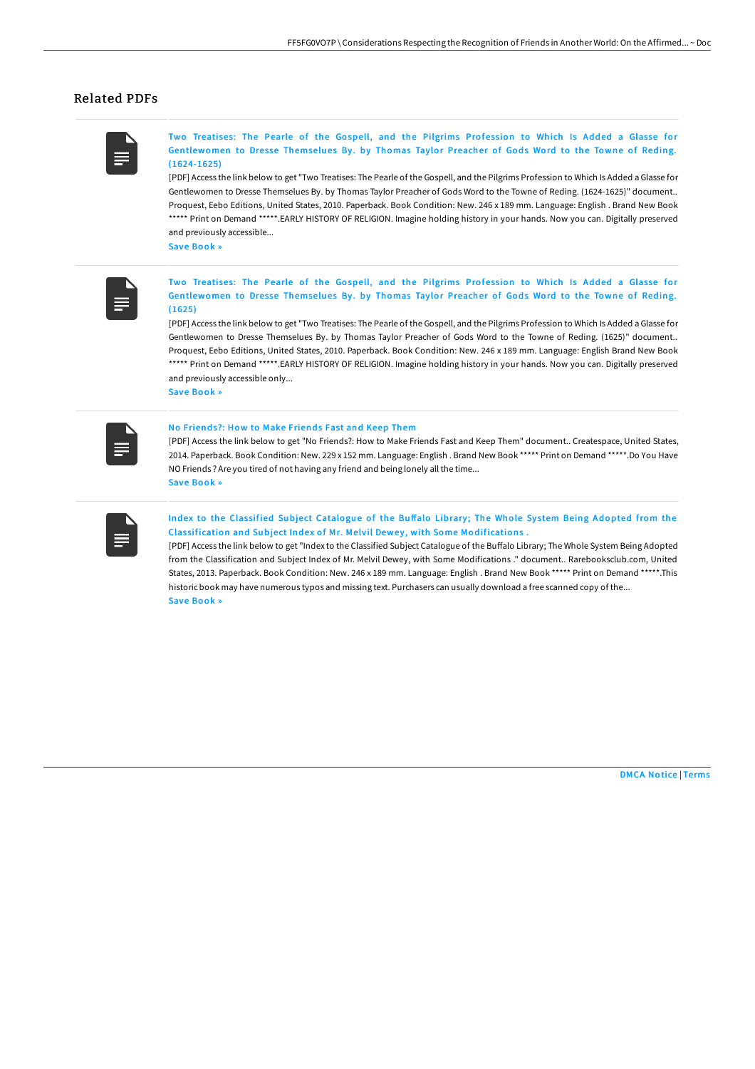## Related PDFs

**Two Treatises: The Pearle of the Gospell, and the Pilgrims Profession to Which Is Added a Glasse for Gentlewomen to Dresse Themselues By. by Thomas Taylor Preacher of Gods Word to the Towne of Reding. (1624-1625)**

[PDF] Access the link below to get "Two Treatises: The Pearle of the Gospell, and the Pilgrims Profession to Which Is Added a Glasse for Gentlewomen to Dresse Themselues By. by Thomas Taylor Preacher of Gods Word to the Towne of Reding. (1624-1625)" document.. Proquest, Eebo Editions, United States, 2010. Paperback. Book Condition: New. 246 x 189 mm. Language: English . Brand New Book ***** Print on Demand *****.EARLY HISTORY OF RELIGION. Imagine holding history in your hands. Now you can. Digitally preserved and previously accessible...

Save Book »

**Two Treatises: The Pearle of the Gospell, and the Pilgrims Profession to Which Is Added a Glasse for Gentlewomen to Dresse Themselues By. by Thomas Taylor Preacher of Gods Word to the Towne of Reding. (1625)**

[PDF] Access the link below to get "Two Treatises: The Pearle of the Gospell, and the Pilgrims Profession to Which Is Added a Glasse for Gentlewomen to Dresse Themselues By. by Thomas Taylor Preacher of Gods Word to the Towne of Reding. (1625)" document.. Proquest, Eebo Editions, United States, 2010. Paperback. Book Condition: New. 246 x 189 mm. Language: English Brand New Book ***** Print on Demand *****.EARLY HISTORY OF RELIGION. Imagine holding history in your hands. Now you can. Digitally preserved and previously accessible only...

Save Book »

**No Friends?: How to Make Friends Fast and Keep Them**

[PDF] Access the link below to get "No Friends?: How to Make Friends Fast and Keep Them" document.. Createspace, United States, 2014. Paperback. Book Condition: New. 229 x 152 mm. Language: English . Brand New Book ***** Print on Demand *****.Do You Have NO Friends ? Are you tired of not having any friend and being lonely all the time...

Save Book »

**Index to the Classified Subject Catalogue of the Buffalo Library; The Whole System Being Adopted from the Classification and Subject Index of Mr. Melvil Dewey, with Some Modifications .**

[PDF] Access the link below to get "Index to the Classified Subject Catalogue of the Buffalo Library; The Whole System Being Adopted from the Classification and Subject Index of Mr. Melvil Dewey, with Some Modifications ." document.. Rarebooksclub.com, United States, 2013. Paperback. Book Condition: New. 246 x 189 mm. Language: English . Brand New Book ***** Print on Demand *****.This historic book may have numerous typos and missing text. Purchasers can usually download a free scanned copy of the...

Save Book »